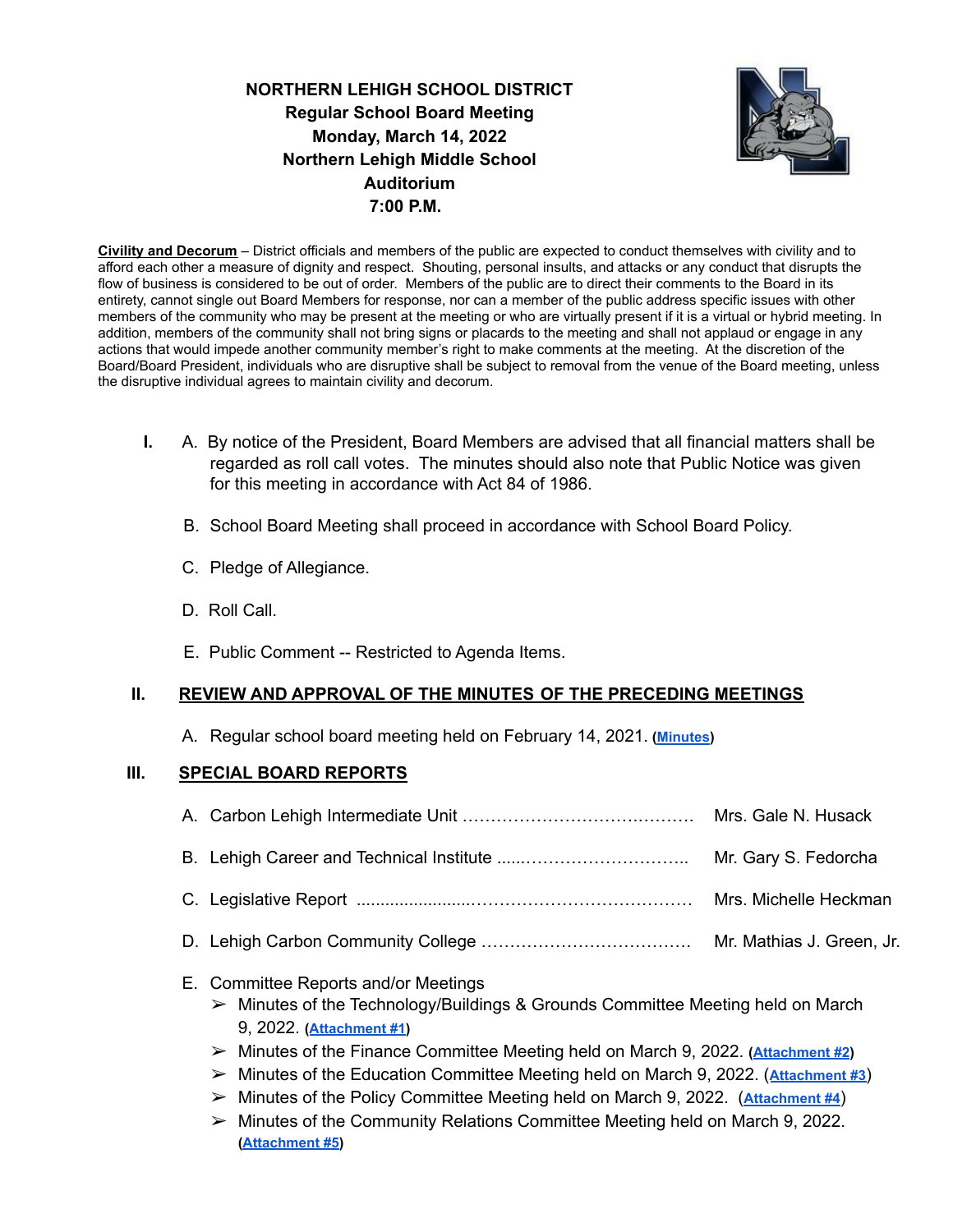# NORTHERN LEHIGH SCHOOL DISTRICT
## Regular School Board Meeting
## Monday, March 14, 2022
## Northern Lehigh Middle School
## Auditorium
## 7:00 P.M.

**Civility and Decorum** – District officials and members of the public are expected to conduct themselves with civility and to afford each other a measure of dignity and respect. Shouting, personal insults, and attacks or any conduct that disrupts the flow of business is considered to be out of order. Members of the public are to direct their comments to the Board in its entirety, cannot single out Board Members for response, nor can a member of the public address specific issues with other members of the community who may be present at the meeting or who are virtually present if it is a virtual or hybrid meeting. In addition, members of the community shall not bring signs or placards to the meeting and shall not applaud or engage in any actions that would impede another community member's right to make comments at the meeting. At the discretion of the Board/Board President, individuals who are disruptive shall be subject to removal from the venue of the Board meeting, unless the disruptive individual agrees to maintain civility and decorum.

**I.** A. By notice of the President, Board Members are advised that all financial matters shall be regarded as roll call votes. The minutes should also note that Public Notice was given for this meeting in accordance with Act 84 of 1986.

B. School Board Meeting shall proceed in accordance with School Board Policy.

C. Pledge of Allegiance.

D. Roll Call.

E. Public Comment -- Restricted to Agenda Items.

## II. REVIEW AND APPROVAL OF THE MINUTES OF THE PRECEDING MEETINGS

A. Regular school board meeting held on February 14, 2021. (**Minutes**)

## III. SPECIAL BOARD REPORTS

A. Carbon Lehigh Intermediate Unit ........................................ Mrs. Gale N. Husack

B. Lehigh Career and Technical Institute ................................ Mr. Gary S. Fedorcha

C. Legislative Report ........................................................ Mrs. Michelle Heckman

D. Lehigh Carbon Community College .................................... Mr. Mathias J. Green, Jr.

E. Committee Reports and/or Meetings

- Minutes of the Technology/Buildings & Grounds Committee Meeting held on March 9, 2022. (**Attachment #1**)
- Minutes of the Finance Committee Meeting held on March 9, 2022. (**Attachment #2**)
- Minutes of the Education Committee Meeting held on March 9, 2022. (**Attachment #3**)
- Minutes of the Policy Committee Meeting held on March 9, 2022. (**Attachment #4**)
- Minutes of the Community Relations Committee Meeting held on March 9, 2022. (**Attachment #5**)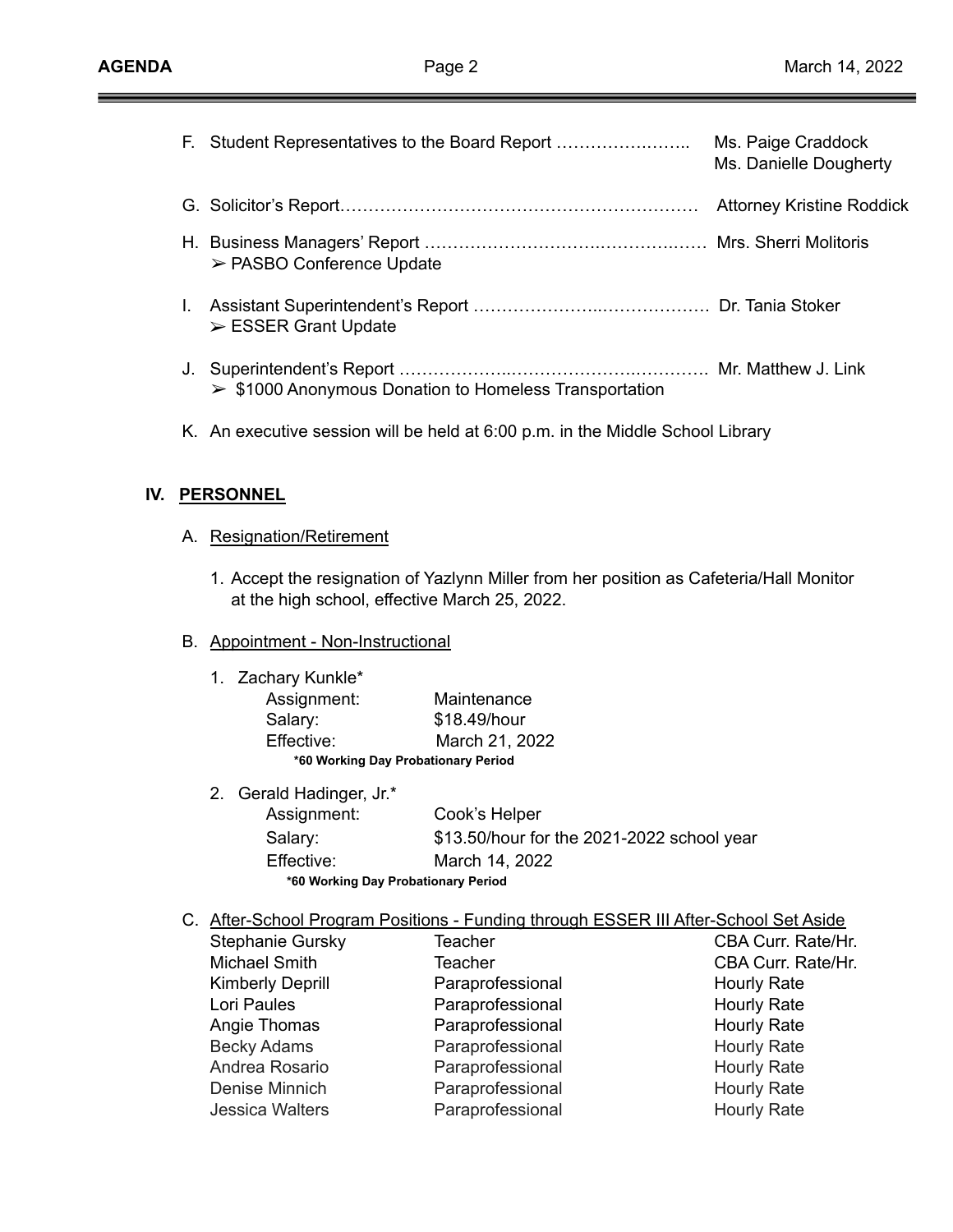F. Student Representatives to the Board Report ……………….…….. Ms. Paige Craddock
Ms. Danielle Dougherty

G. Solicitor's Report……………………………………………………… Attorney Kristine Roddick

H. Business Managers' Report …………………………….……………..…… Mrs. Sherri Molitoris
➢ PASBO Conference Update

I. Assistant Superintendent's Report …………………..………………. Dr. Tania Stoker
➢ ESSER Grant Update

J. Superintendent's Report ………………..…………………….…………. Mr. Matthew J. Link
➢ $1000 Anonymous Donation to Homeless Transportation

K. An executive session will be held at 6:00 p.m. in the Middle School Library

## IV. PERSONNEL

A. Resignation/Retirement

1. Accept the resignation of Yazlynn Miller from her position as Cafeteria/Hall Monitor at the high school, effective March 25, 2022.

B. Appointment - Non-Instructional

1. Zachary Kunkle*
   - Assignment: Maintenance
   - Salary: $18.49/hour
   - Effective: March 21, 2022

   **\*60 Working Day Probationary Period**

2. Gerald Hadinger, Jr.*
   - Assignment: Cook's Helper
   - Salary: $13.50/hour for the 2021-2022 school year
   - Effective: March 14, 2022

   **\*60 Working Day Probationary Period**

C. After-School Program Positions - Funding through ESSER III After-School Set Aside

| Name | Position | Rate |
|---|---|---|
| Stephanie Gursky | Teacher | CBA Curr. Rate/Hr. |
| Michael Smith | Teacher | CBA Curr. Rate/Hr. |
| Kimberly Deprill | Paraprofessional | Hourly Rate |
| Lori Paules | Paraprofessional | Hourly Rate |
| Angie Thomas | Paraprofessional | Hourly Rate |
| Becky Adams | Paraprofessional | Hourly Rate |
| Andrea Rosario | Paraprofessional | Hourly Rate |
| Denise Minnich | Paraprofessional | Hourly Rate |
| Jessica Walters | Paraprofessional | Hourly Rate |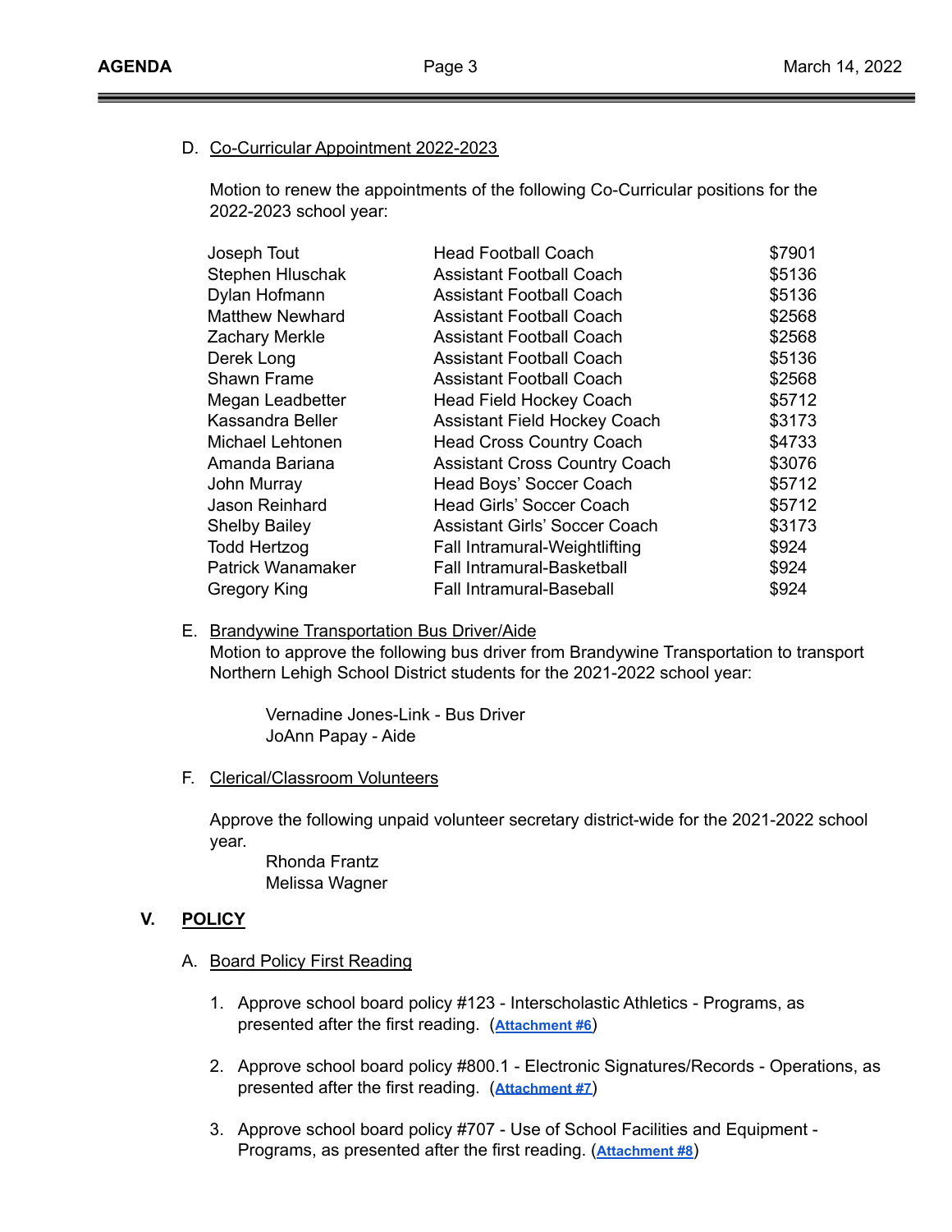D. <u>Co-Curricular Appointment 2022-2023</u>

Motion to renew the appointments of the following Co-Curricular positions for the 2022-2023 school year:

| | | |
|---|---|---|
| Joseph Tout | Head Football Coach | $7901 |
| Stephen Hluschak | Assistant Football Coach | $5136 |
| Dylan Hofmann | Assistant Football Coach | $5136 |
| Matthew Newhard | Assistant Football Coach | $2568 |
| Zachary Merkle | Assistant Football Coach | $2568 |
| Derek Long | Assistant Football Coach | $5136 |
| Shawn Frame | Assistant Football Coach | $2568 |
| Megan Leadbetter | Head Field Hockey Coach | $5712 |
| Kassandra Beller | Assistant Field Hockey Coach | $3173 |
| Michael Lehtonen | Head Cross Country Coach | $4733 |
| Amanda Bariana | Assistant Cross Country Coach | $3076 |
| John Murray | Head Boys' Soccer Coach | $5712 |
| Jason Reinhard | Head Girls' Soccer Coach | $5712 |
| Shelby Bailey | Assistant Girls' Soccer Coach | $3173 |
| Todd Hertzog | Fall Intramural-Weightlifting | $924 |
| Patrick Wanamaker | Fall Intramural-Basketball | $924 |
| Gregory King | Fall Intramural-Baseball | $924 |

E. <u>Brandywine Transportation Bus Driver/Aide</u>

Motion to approve the following bus driver from Brandywine Transportation to transport Northern Lehigh School District students for the 2021-2022 school year:

Vernadine Jones-Link - Bus Driver
JoAnn Papay - Aide

F. <u>Clerical/Classroom Volunteers</u>

Approve the following unpaid volunteer secretary district-wide for the 2021-2022 school year.

Rhonda Frantz
Melissa Wagner

## V. POLICY

A. <u>Board Policy First Reading</u>

1. Approve school board policy #123 - Interscholastic Athletics - Programs, as presented after the first reading. (**Attachment #6**)
2. Approve school board policy #800.1 - Electronic Signatures/Records - Operations, as presented after the first reading. (**Attachment #7**)
3. Approve school board policy #707 - Use of School Facilities and Equipment - Programs, as presented after the first reading. (**Attachment #8**)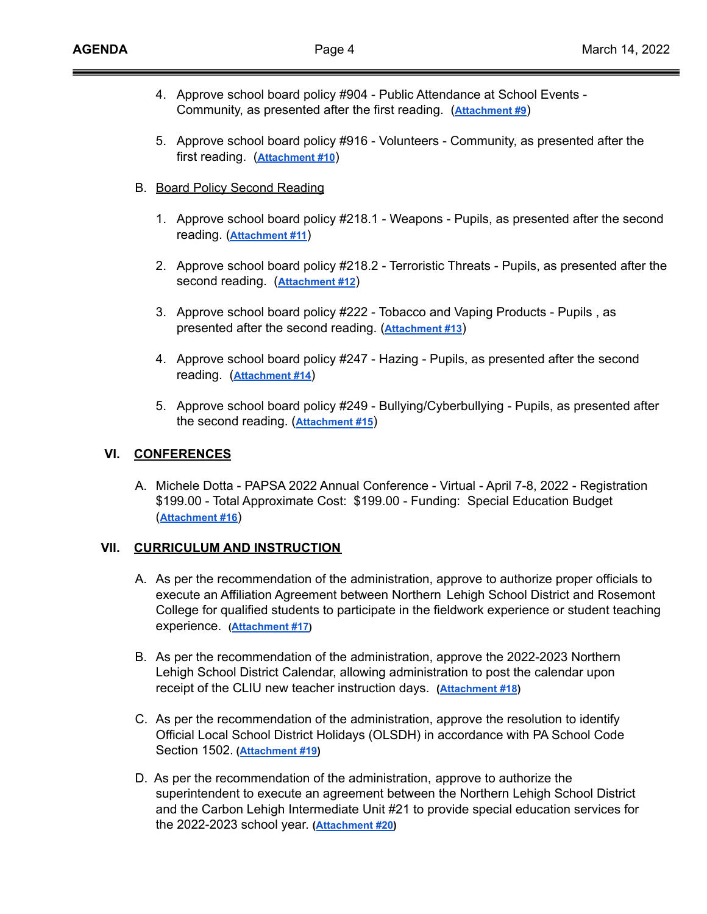4. Approve school board policy #904 - Public Attendance at School Events - Community, as presented after the first reading. (Attachment #9)

5. Approve school board policy #916 - Volunteers - Community, as presented after the first reading. (Attachment #10)

B. Board Policy Second Reading

1. Approve school board policy #218.1 - Weapons - Pupils, as presented after the second reading. (Attachment #11)

2. Approve school board policy #218.2 - Terroristic Threats - Pupils, as presented after the second reading. (Attachment #12)

3. Approve school board policy #222 - Tobacco and Vaping Products - Pupils , as presented after the second reading. (Attachment #13)

4. Approve school board policy #247 - Hazing - Pupils, as presented after the second reading. (Attachment #14)

5. Approve school board policy #249 - Bullying/Cyberbullying - Pupils, as presented after the second reading. (Attachment #15)

## VI. CONFERENCES

A. Michele Dotta - PAPSA 2022 Annual Conference - Virtual - April 7-8, 2022 - Registration $199.00 - Total Approximate Cost: $199.00 - Funding: Special Education Budget (Attachment #16)

## VII. CURRICULUM AND INSTRUCTION

A. As per the recommendation of the administration, approve to authorize proper officials to execute an Affiliation Agreement between Northern Lehigh School District and Rosemont College for qualified students to participate in the fieldwork experience or student teaching experience. (Attachment #17)

B. As per the recommendation of the administration, approve the 2022-2023 Northern Lehigh School District Calendar, allowing administration to post the calendar upon receipt of the CLIU new teacher instruction days. (Attachment #18)

C. As per the recommendation of the administration, approve the resolution to identify Official Local School District Holidays (OLSDH) in accordance with PA School Code Section 1502. (Attachment #19)

D. As per the recommendation of the administration, approve to authorize the superintendent to execute an agreement between the Northern Lehigh School District and the Carbon Lehigh Intermediate Unit #21 to provide special education services for the 2022-2023 school year. (Attachment #20)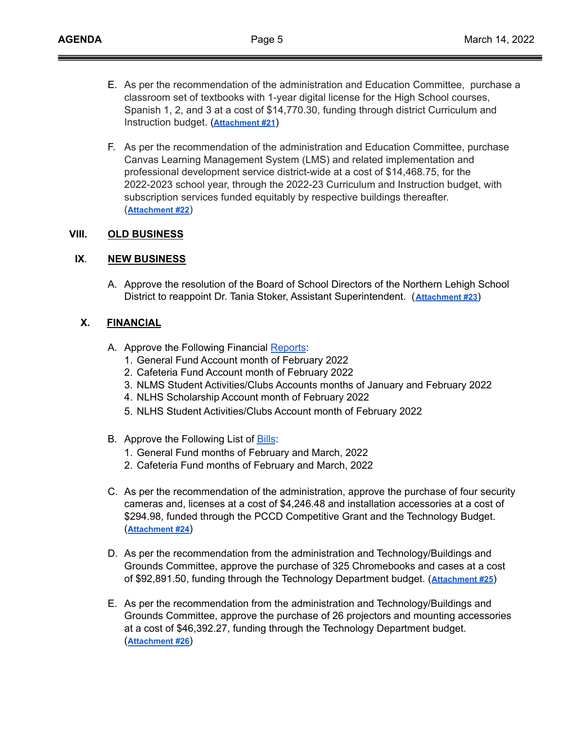E. As per the recommendation of the administration and Education Committee, purchase a classroom set of textbooks with 1-year digital license for the High School courses, Spanish 1, 2, and 3 at a cost of $14,770.30, funding through district Curriculum and Instruction budget. (**Attachment #21**)

F. As per the recommendation of the administration and Education Committee, purchase Canvas Learning Management System (LMS) and related implementation and professional development service district-wide at a cost of $14,468.75, for the 2022-2023 school year, through the 2022-23 Curriculum and Instruction budget, with subscription services funded equitably by respective buildings thereafter. (**Attachment #22**)

## VIII. OLD BUSINESS

## IX. NEW BUSINESS

A. Approve the resolution of the Board of School Directors of the Northern Lehigh School District to reappoint Dr. Tania Stoker, Assistant Superintendent. (**Attachment #23**)

## X. FINANCIAL

A. Approve the Following Financial Reports:
   1. General Fund Account month of February 2022
   2. Cafeteria Fund Account month of February 2022
   3. NLMS Student Activities/Clubs Accounts months of January and February 2022
   4. NLHS Scholarship Account month of February 2022
   5. NLHS Student Activities/Clubs Account month of February 2022

B. Approve the Following List of Bills:
   1. General Fund months of February and March, 2022
   2. Cafeteria Fund months of February and March, 2022

C. As per the recommendation of the administration, approve the purchase of four security cameras and, licenses at a cost of $4,246.48 and installation accessories at a cost of $294.98, funded through the PCCD Competitive Grant and the Technology Budget. (**Attachment #24**)

D. As per the recommendation from the administration and Technology/Buildings and Grounds Committee, approve the purchase of 325 Chromebooks and cases at a cost of $92,891.50, funding through the Technology Department budget. (**Attachment #25**)

E. As per the recommendation from the administration and Technology/Buildings and Grounds Committee, approve the purchase of 26 projectors and mounting accessories at a cost of $46,392.27, funding through the Technology Department budget. (**Attachment #26**)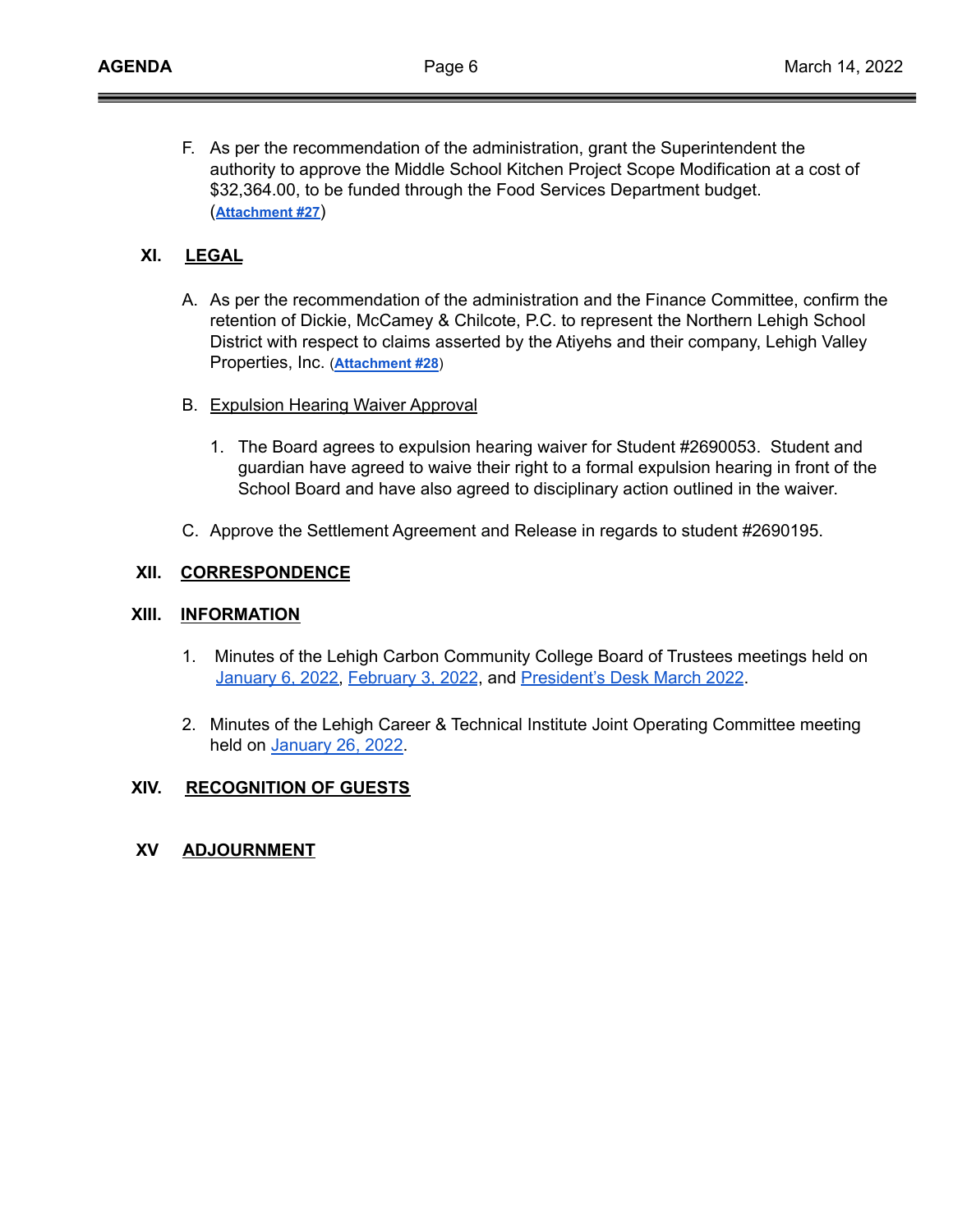F. As per the recommendation of the administration, grant the Superintendent the authority to approve the Middle School Kitchen Project Scope Modification at a cost of $32,364.00, to be funded through the Food Services Department budget. (**Attachment #27**)

## XI. LEGAL

A. As per the recommendation of the administration and the Finance Committee, confirm the retention of Dickie, McCamey & Chilcote, P.C. to represent the Northern Lehigh School District with respect to claims asserted by the Atiyehs and their company, Lehigh Valley Properties, Inc. (**Attachment #28**)

B. Expulsion Hearing Waiver Approval

1. The Board agrees to expulsion hearing waiver for Student #2690053. Student and guardian have agreed to waive their right to a formal expulsion hearing in front of the School Board and have also agreed to disciplinary action outlined in the waiver.

C. Approve the Settlement Agreement and Release in regards to student #2690195.

## XII. CORRESPONDENCE

## XIII. INFORMATION

1. Minutes of the Lehigh Carbon Community College Board of Trustees meetings held on January 6, 2022, February 3, 2022, and President's Desk March 2022.

2. Minutes of the Lehigh Career & Technical Institute Joint Operating Committee meeting held on January 26, 2022.

## XIV. RECOGNITION OF GUESTS

## XV ADJOURNMENT